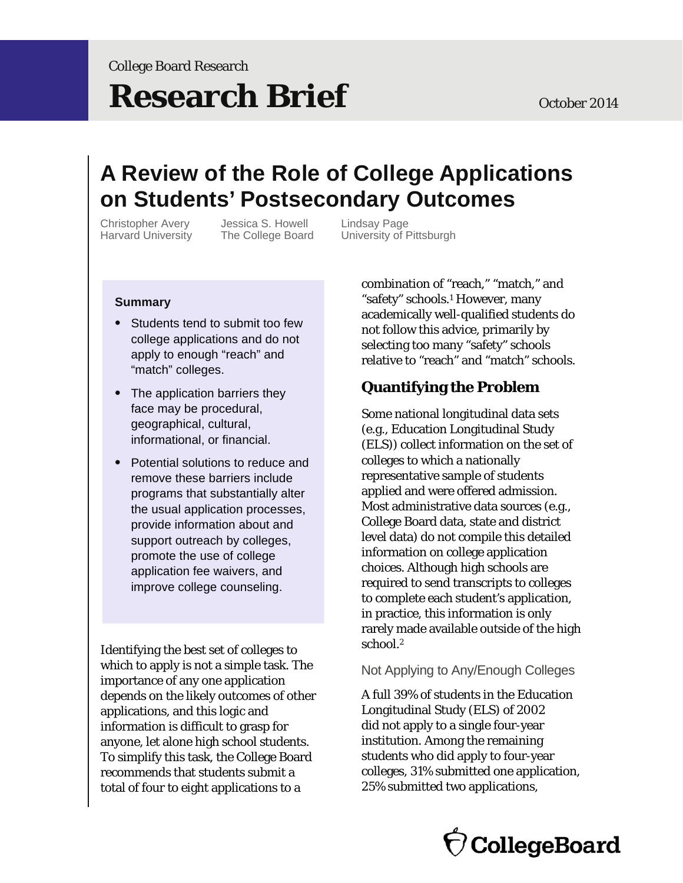College Board Research

# Research Brief

October 2014

## A Review of the Role of College Applications on Students' Postsecondary Outcomes

Christopher Avery, Harvard University
Jessica S. Howell, The College Board
Lindsay Page, University of Pittsburgh

**Summary**

- Students tend to submit too few college applications and do not apply to enough "reach" and "match" colleges.
- The application barriers they face may be procedural, geographical, cultural, informational, or financial.
- Potential solutions to reduce and remove these barriers include programs that substantially alter the usual application processes, provide information about and support outreach by colleges, promote the use of college application fee waivers, and improve college counseling.

Identifying the best set of colleges to which to apply is not a simple task. The importance of any one application depends on the likely outcomes of other applications, and this logic and information is difficult to grasp for anyone, let alone high school students. To simplify this task, the College Board recommends that students submit a total of four to eight applications to a combination of "reach," "match," and "safety" schools.[1] However, many academically well-qualified students do not follow this advice, primarily by selecting too many "safety" schools relative to "reach" and "match" schools.

### Quantifying the Problem

Some national longitudinal data sets (e.g., Education Longitudinal Study (ELS)) collect information on the set of colleges to which a nationally representative sample of students applied and were offered admission. Most administrative data sources (e.g., College Board data, state and district level data) do not compile this detailed information on college application choices. Although high schools are required to send transcripts to colleges to complete each student's application, in practice, this information is only rarely made available outside of the high school.[2]

#### Not Applying to Any/Enough Colleges

A full 39% of students in the Education Longitudinal Study (ELS) of 2002 did not apply to a single four-year institution. Among the remaining students who did apply to four-year colleges, 31% submitted one application, 25% submitted two applications,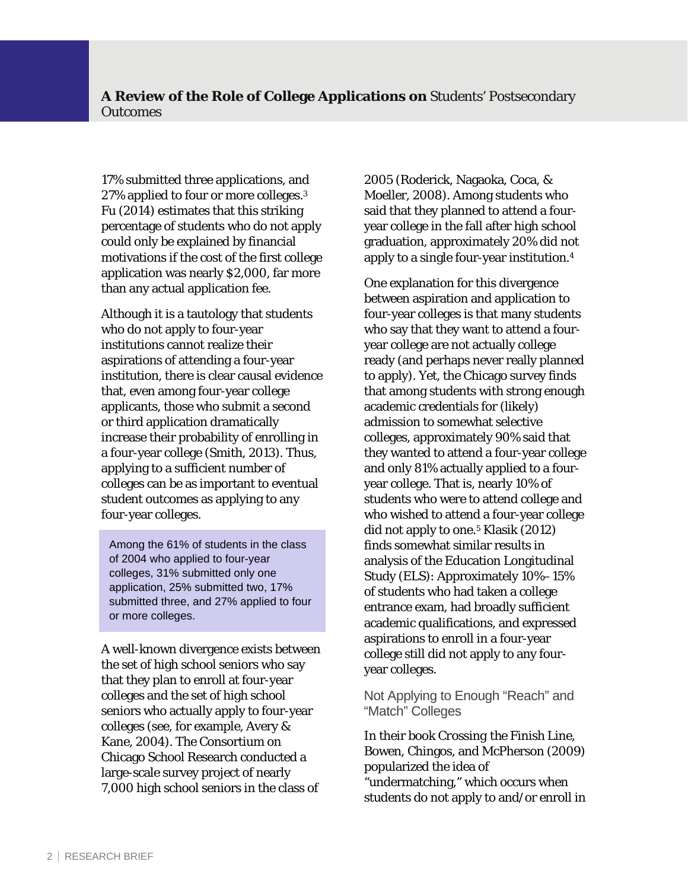17% submitted three applications, and 27% applied to four or more colleges.[3] Fu (2014) estimates that this striking percentage of students who do not apply could only be explained by financial motivations if the cost of the first college application was nearly $2,000, far more than any actual application fee.

Although it is a tautology that students who do not apply to four-year institutions cannot realize their aspirations of attending a four-year institution, there is clear causal evidence that, even among four-year college applicants, those who submit a second or third application dramatically increase their probability of enrolling in a four-year college (Smith, 2013). Thus, applying to a sufficient number of colleges can be as important to eventual student outcomes as applying to any four-year colleges.

> Among the 61% of students in the class of 2004 who applied to four-year colleges, 31% submitted only one application, 25% submitted two, 17% submitted three, and 27% applied to four or more colleges.

A well-known divergence exists between the set of high school seniors who say that they plan to enroll at four-year colleges and the set of high school seniors who actually apply to four-year colleges (see, for example, Avery & Kane, 2004). The Consortium on Chicago School Research conducted a large-scale survey project of nearly 7,000 high school seniors in the class of 2005 (Roderick, Nagaoka, Coca, & Moeller, 2008). Among students who said that they planned to attend a four-year college in the fall after high school graduation, approximately 20% did not apply to a single four-year institution.[4]

One explanation for this divergence between aspiration and application to four-year colleges is that many students who say that they want to attend a four-year college are not actually college ready (and perhaps never really planned to apply). Yet, the Chicago survey finds that among students with strong enough academic credentials for (likely) admission to somewhat selective colleges, approximately 90% said that they wanted to attend a four-year college and only 81% actually applied to a four-year college. That is, nearly 10% of students who were to attend college and who wished to attend a four-year college did not apply to one.[5] Klasik (2012) finds somewhat similar results in analysis of the Education Longitudinal Study (ELS): Approximately 10%–15% of students who had taken a college entrance exam, had broadly sufficient academic qualifications, and expressed aspirations to enroll in a four-year college still did not apply to any four-year colleges.

### Not Applying to Enough "Reach" and "Match" Colleges

In their book *Crossing the Finish Line*, Bowen, Chingos, and McPherson (2009) popularized the idea of "undermatching," which occurs when students do not apply to and/or enroll in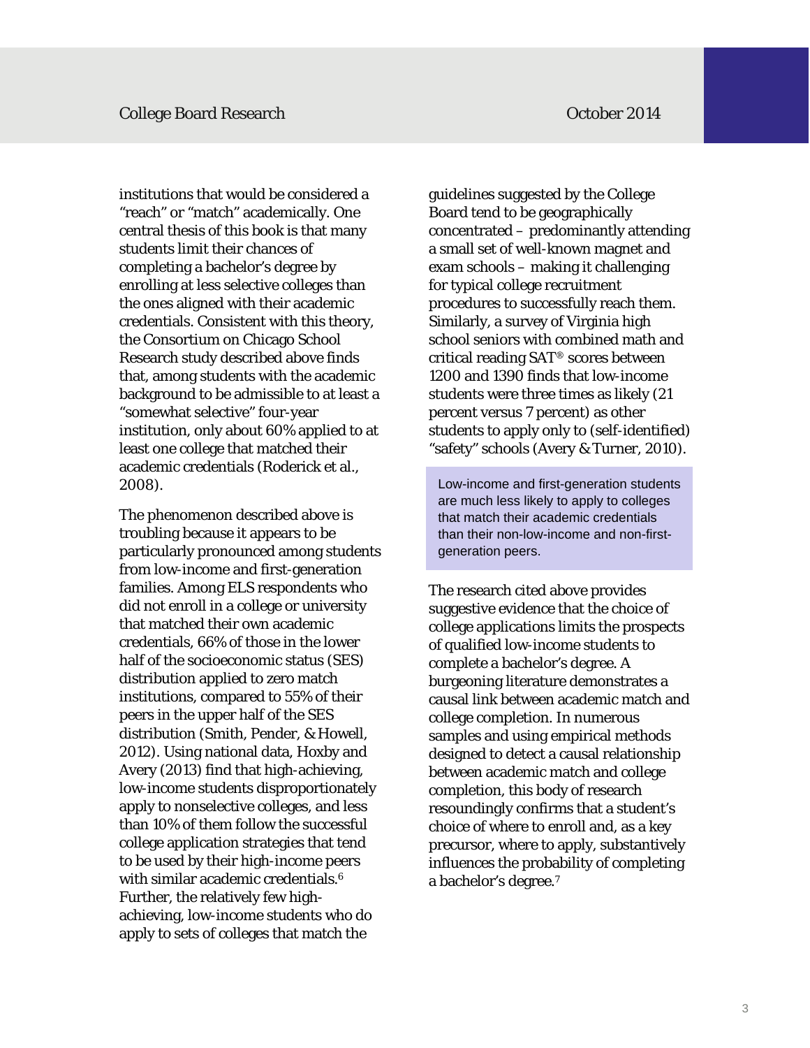institutions that would be considered a "reach" or "match" academically. One central thesis of this book is that many students limit their chances of completing a bachelor's degree by enrolling at less selective colleges than the ones aligned with their academic credentials. Consistent with this theory, the Consortium on Chicago School Research study described above finds that, among students with the academic background to be admissible to at least a "somewhat selective" four-year institution, only about 60% applied to at least one college that matched their academic credentials (Roderick et al., 2008).

The phenomenon described above is troubling because it appears to be particularly pronounced among students from low-income and first-generation families. Among ELS respondents who did not enroll in a college or university that matched their own academic credentials, 66% of those in the lower half of the socioeconomic status (SES) distribution applied to zero match institutions, compared to 55% of their peers in the upper half of the SES distribution (Smith, Pender, & Howell, 2012). Using national data, Hoxby and Avery (2013) find that high-achieving, low-income students disproportionately apply to nonselective colleges, and less than 10% of them follow the successful college application strategies that tend to be used by their high-income peers with similar academic credentials.[6] Further, the relatively few high-achieving, low-income students who do apply to sets of colleges that match the guidelines suggested by the College Board tend to be geographically concentrated – predominantly attending a small set of well-known magnet and exam schools – making it challenging for typical college recruitment procedures to successfully reach them. Similarly, a survey of Virginia high school seniors with combined math and critical reading SAT® scores between 1200 and 1390 finds that low-income students were three times as likely (21 percent versus 7 percent) as other students to apply only to (self-identified) "safety" schools (Avery & Turner, 2010).

> Low-income and first-generation students are much less likely to apply to colleges that match their academic credentials than their non-low-income and non-first-generation peers.

The research cited above provides suggestive evidence that the choice of college applications limits the prospects of qualified low-income students to complete a bachelor's degree. A burgeoning literature demonstrates a causal link between academic match and college completion. In numerous samples and using empirical methods designed to detect a causal relationship between academic match and college completion, this body of research resoundingly confirms that a student's choice of where to enroll and, as a key precursor, where to apply, substantively influences the probability of completing a bachelor's degree.[7]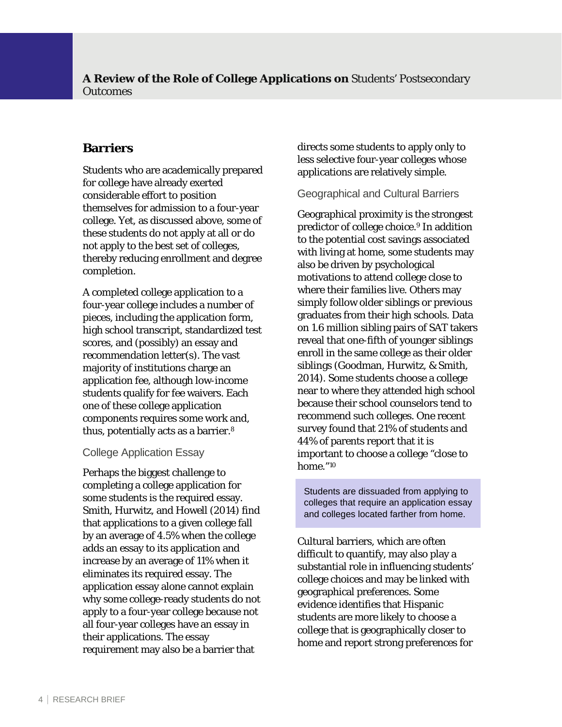## Barriers

Students who are academically prepared for college have already exerted considerable effort to position themselves for admission to a four-year college. Yet, as discussed above, some of these students do not apply at all or do not apply to the best set of colleges, thereby reducing enrollment and degree completion.

A completed college application to a four-year college includes a number of pieces, including the application form, high school transcript, standardized test scores, and (possibly) an essay and recommendation letter(s). The vast majority of institutions charge an application fee, although low-income students qualify for fee waivers. Each one of these college application components requires some work and, thus, potentially acts as a barrier.[8]

### College Application Essay

Perhaps the biggest challenge to completing a college application for some students is the required essay. Smith, Hurwitz, and Howell (2014) find that applications to a given college fall by an average of 4.5% when the college adds an essay to its application and increase by an average of 11% when it eliminates its required essay. The application essay alone cannot explain why some college-ready students do not apply to a four-year college because not all four-year colleges have an essay in their applications. The essay requirement may also be a barrier that directs some students to apply only to less selective four-year colleges whose applications are relatively simple.

### Geographical and Cultural Barriers

Geographical proximity is the strongest predictor of college choice.[9] In addition to the potential cost savings associated with living at home, some students may also be driven by psychological motivations to attend college close to where their families live. Others may simply follow older siblings or previous graduates from their high schools. Data on 1.6 million sibling pairs of SAT takers reveal that one-fifth of younger siblings enroll in the same college as their older siblings (Goodman, Hurwitz, & Smith, 2014). Some students choose a college near to where they attended high school because their school counselors tend to recommend such colleges. One recent survey found that 21% of students and 44% of parents report that it is important to choose a college "close to home."[10]

> Students are dissuaded from applying to colleges that require an application essay and colleges located farther from home.

Cultural barriers, which are often difficult to quantify, may also play a substantial role in influencing students' college choices and may be linked with geographical preferences. Some evidence identifies that Hispanic students are more likely to choose a college that is geographically closer to home and report strong preferences for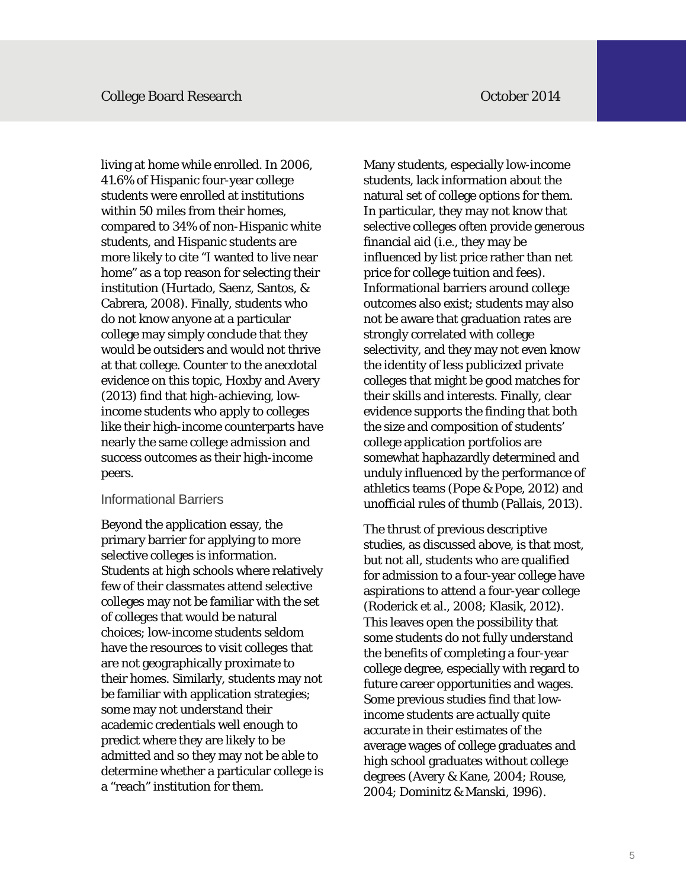living at home while enrolled. In 2006, 41.6% of Hispanic four-year college students were enrolled at institutions within 50 miles from their homes, compared to 34% of non-Hispanic white students, and Hispanic students are more likely to cite "I wanted to live near home" as a top reason for selecting their institution (Hurtado, Saenz, Santos, & Cabrera, 2008). Finally, students who do not know anyone at a particular college may simply conclude that they would be outsiders and would not thrive at that college. Counter to the anecdotal evidence on this topic, Hoxby and Avery (2013) find that high-achieving, low-income students who apply to colleges like their high-income counterparts have nearly the same college admission and success outcomes as their high-income peers.

### Informational Barriers

Beyond the application essay, the primary barrier for applying to more selective colleges is information. Students at high schools where relatively few of their classmates attend selective colleges may not be familiar with the set of colleges that would be natural choices; low-income students seldom have the resources to visit colleges that are not geographically proximate to their homes. Similarly, students may not be familiar with application strategies; some may not understand their academic credentials well enough to predict where they are likely to be admitted and so they may not be able to determine whether a particular college is a "reach" institution for them.

Many students, especially low-income students, lack information about the natural set of college options for them. In particular, they may not know that selective colleges often provide generous financial aid (i.e., they may be influenced by list price rather than net price for college tuition and fees). Informational barriers around college outcomes also exist; students may also not be aware that graduation rates are strongly correlated with college selectivity, and they may not even know the identity of less publicized private colleges that might be good matches for their skills and interests. Finally, clear evidence supports the finding that both the size and composition of students' college application portfolios are somewhat haphazardly determined and unduly influenced by the performance of athletics teams (Pope & Pope, 2012) and unofficial rules of thumb (Pallais, 2013).

The thrust of previous descriptive studies, as discussed above, is that most, but not all, students who are qualified for admission to a four-year college have aspirations to attend a four-year college (Roderick et al., 2008; Klasik, 2012). This leaves open the possibility that some students do not fully understand the benefits of completing a four-year college degree, especially with regard to future career opportunities and wages. Some previous studies find that low-income students are actually quite accurate in their estimates of the average wages of college graduates and high school graduates without college degrees (Avery & Kane, 2004; Rouse, 2004; Dominitz & Manski, 1996).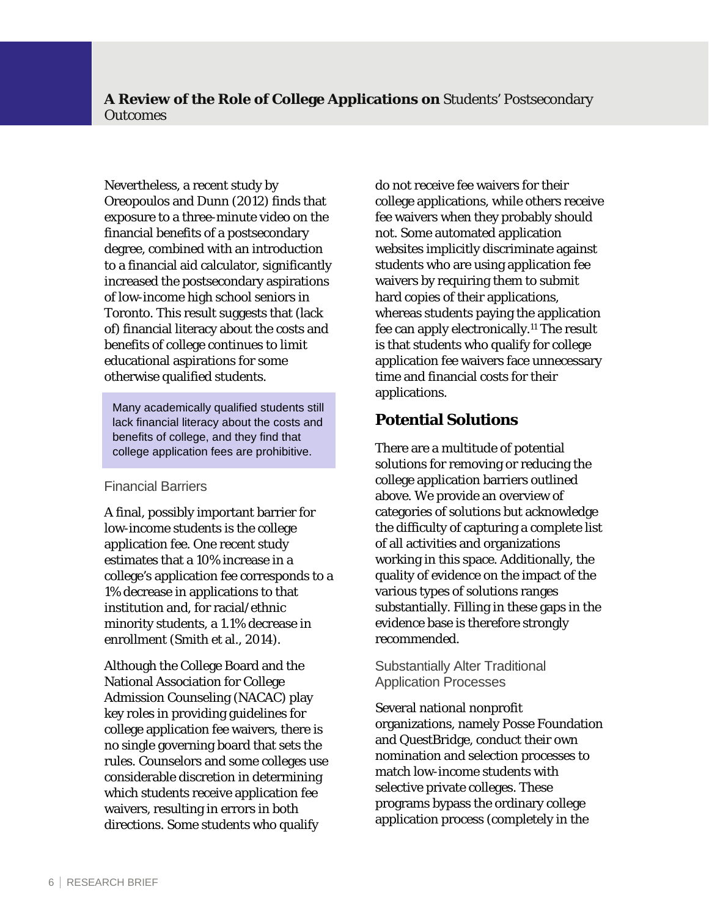Nevertheless, a recent study by Oreopoulos and Dunn (2012) finds that exposure to a three-minute video on the financial benefits of a postsecondary degree, combined with an introduction to a financial aid calculator, significantly increased the postsecondary aspirations of low-income high school seniors in Toronto. This result suggests that (lack of) financial literacy about the costs and benefits of college continues to limit educational aspirations for some otherwise qualified students.

> Many academically qualified students still lack financial literacy about the costs and benefits of college, and they find that college application fees are prohibitive.

### Financial Barriers

A final, possibly important barrier for low-income students is the college application fee. One recent study estimates that a 10% increase in a college's application fee corresponds to a 1% decrease in applications to that institution and, for racial/ethnic minority students, a 1.1% decrease in enrollment (Smith et al., 2014).

Although the College Board and the National Association for College Admission Counseling (NACAC) play key roles in providing guidelines for college application fee waivers, there is no single governing board that sets the rules. Counselors and some colleges use considerable discretion in determining which students receive application fee waivers, resulting in errors in both directions. Some students who qualify do not receive fee waivers for their college applications, while others receive fee waivers when they probably should not. Some automated application websites implicitly discriminate against students who are using application fee waivers by requiring them to submit hard copies of their applications, whereas students paying the application fee can apply electronically.[11] The result is that students who qualify for college application fee waivers face unnecessary time and financial costs for their applications.

## Potential Solutions

There are a multitude of potential solutions for removing or reducing the college application barriers outlined above. We provide an overview of categories of solutions but acknowledge the difficulty of capturing a complete list of all activities and organizations working in this space. Additionally, the quality of evidence on the impact of the various types of solutions ranges substantially. Filling in these gaps in the evidence base is therefore strongly recommended.

### Substantially Alter Traditional Application Processes

Several national nonprofit organizations, namely Posse Foundation and QuestBridge, conduct their own nomination and selection processes to match low-income students with selective private colleges. These programs bypass the ordinary college application process (completely in the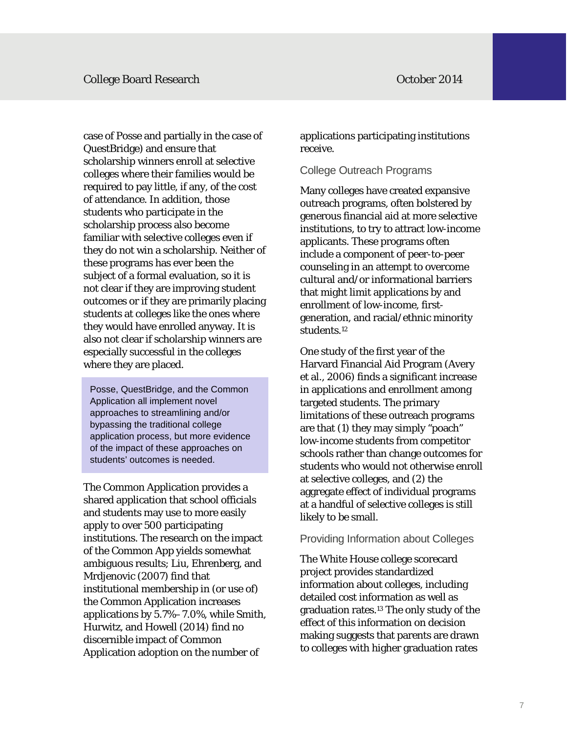case of Posse and partially in the case of QuestBridge) and ensure that scholarship winners enroll at selective colleges where their families would be required to pay little, if any, of the cost of attendance. In addition, those students who participate in the scholarship process also become familiar with selective colleges even if they do not win a scholarship. Neither of these programs has ever been the subject of a formal evaluation, so it is not clear if they are improving student outcomes or if they are primarily placing students at colleges like the ones where they would have enrolled anyway. It is also not clear if scholarship winners are especially successful in the colleges where they are placed.

> Posse, QuestBridge, and the Common Application all implement novel approaches to streamlining and/or bypassing the traditional college application process, but more evidence of the impact of these approaches on students' outcomes is needed.

The Common Application provides a shared application that school officials and students may use to more easily apply to over 500 participating institutions. The research on the impact of the Common App yields somewhat ambiguous results; Liu, Ehrenberg, and Mrdjenovic (2007) find that institutional membership in (or use of) the Common Application increases applications by 5.7%–7.0%, while Smith, Hurwitz, and Howell (2014) find no discernible impact of Common Application adoption on the number of applications participating institutions receive.

### College Outreach Programs

Many colleges have created expansive outreach programs, often bolstered by generous financial aid at more selective institutions, to try to attract low-income applicants. These programs often include a component of peer-to-peer counseling in an attempt to overcome cultural and/or informational barriers that might limit applications by and enrollment of low-income, first-generation, and racial/ethnic minority students.[12]

One study of the first year of the Harvard Financial Aid Program (Avery et al., 2006) finds a significant increase in applications and enrollment among targeted students. The primary limitations of these outreach programs are that (1) they may simply "poach" low-income students from competitor schools rather than change outcomes for students who would not otherwise enroll at selective colleges, and (2) the aggregate effect of individual programs at a handful of selective colleges is still likely to be small.

### Providing Information about Colleges

The White House college scorecard project provides standardized information about colleges, including detailed cost information as well as graduation rates.[13] The only study of the effect of this information on decision making suggests that parents are drawn to colleges with higher graduation rates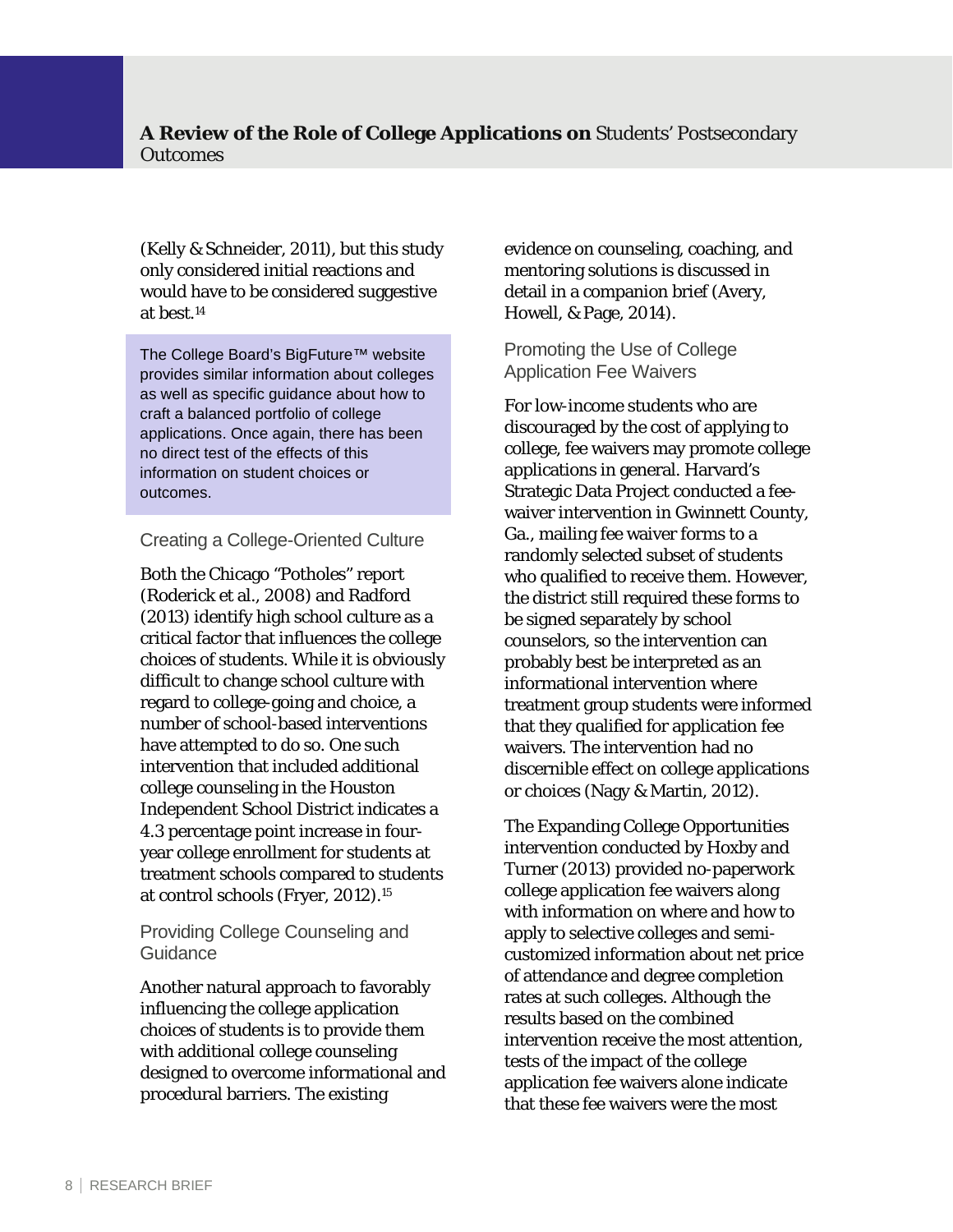(Kelly & Schneider, 2011), but this study only considered initial reactions and would have to be considered suggestive at best.[14]

> The College Board's BigFuture™ website provides similar information about colleges as well as specific guidance about how to craft a balanced portfolio of college applications. Once again, there has been no direct test of the effects of this information on student choices or outcomes.

### Creating a College-Oriented Culture

Both the Chicago "Potholes" report (Roderick et al., 2008) and Radford (2013) identify high school culture as a critical factor that influences the college choices of students. While it is obviously difficult to change school culture with regard to college-going and choice, a number of school-based interventions have attempted to do so. One such intervention that included additional college counseling in the Houston Independent School District indicates a 4.3 percentage point increase in four-year college enrollment for students at treatment schools compared to students at control schools (Fryer, 2012).[15]

### Providing College Counseling and Guidance

Another natural approach to favorably influencing the college application choices of students is to provide them with additional college counseling designed to overcome informational and procedural barriers. The existing evidence on counseling, coaching, and mentoring solutions is discussed in detail in a companion brief (Avery, Howell, & Page, 2014).

### Promoting the Use of College Application Fee Waivers

For low-income students who are discouraged by the cost of applying to college, fee waivers may promote college applications in general. Harvard's Strategic Data Project conducted a fee-waiver intervention in Gwinnett County, Ga., mailing fee waiver forms to a randomly selected subset of students who qualified to receive them. However, the district still required these forms to be signed separately by school counselors, so the intervention can probably best be interpreted as an informational intervention where treatment group students were informed that they qualified for application fee waivers. The intervention had no discernible effect on college applications or choices (Nagy & Martin, 2012).

The Expanding College Opportunities intervention conducted by Hoxby and Turner (2013) provided no-paperwork college application fee waivers along with information on where and how to apply to selective colleges and semi-customized information about net price of attendance and degree completion rates at such colleges. Although the results based on the combined intervention receive the most attention, tests of the impact of the college application fee waivers alone indicate that these fee waivers were the most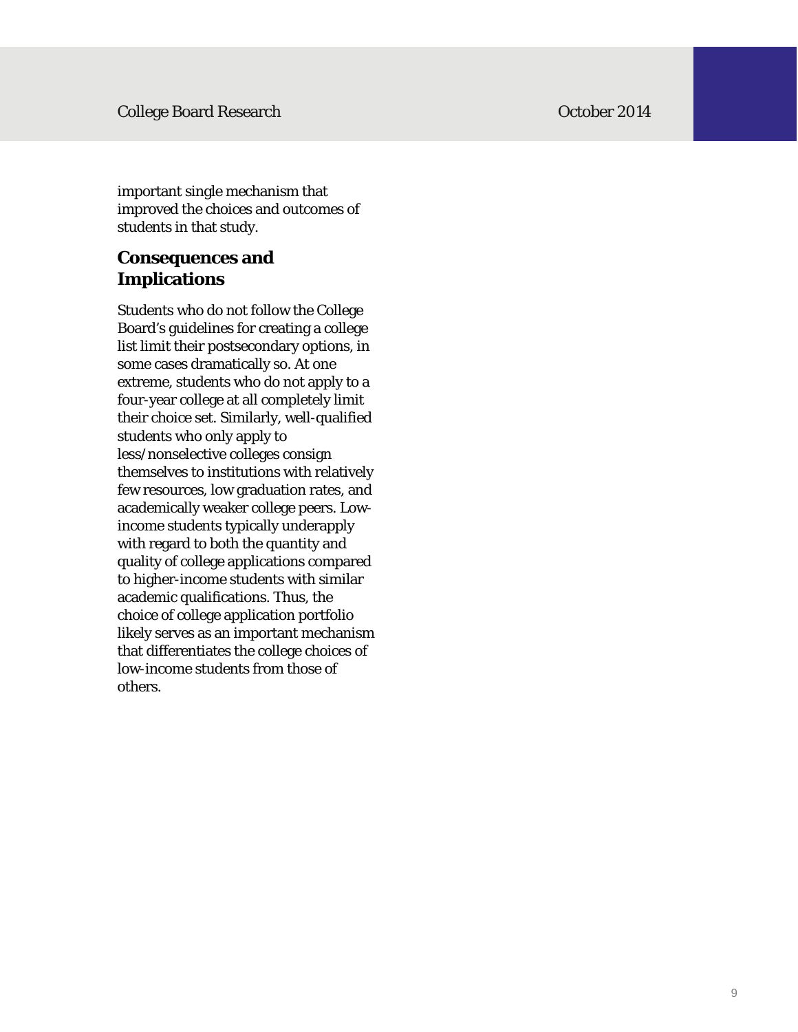important single mechanism that improved the choices and outcomes of students in that study.

## Consequences and Implications

Students who do not follow the College Board's guidelines for creating a college list limit their postsecondary options, in some cases dramatically so. At one extreme, students who do not apply to a four-year college at all completely limit their choice set. Similarly, well-qualified students who only apply to less/nonselective colleges consign themselves to institutions with relatively few resources, low graduation rates, and academically weaker college peers. Low-income students typically underapply with regard to both the quantity and quality of college applications compared to higher-income students with similar academic qualifications. Thus, the choice of college application portfolio likely serves as an important mechanism that differentiates the college choices of low-income students from those of others.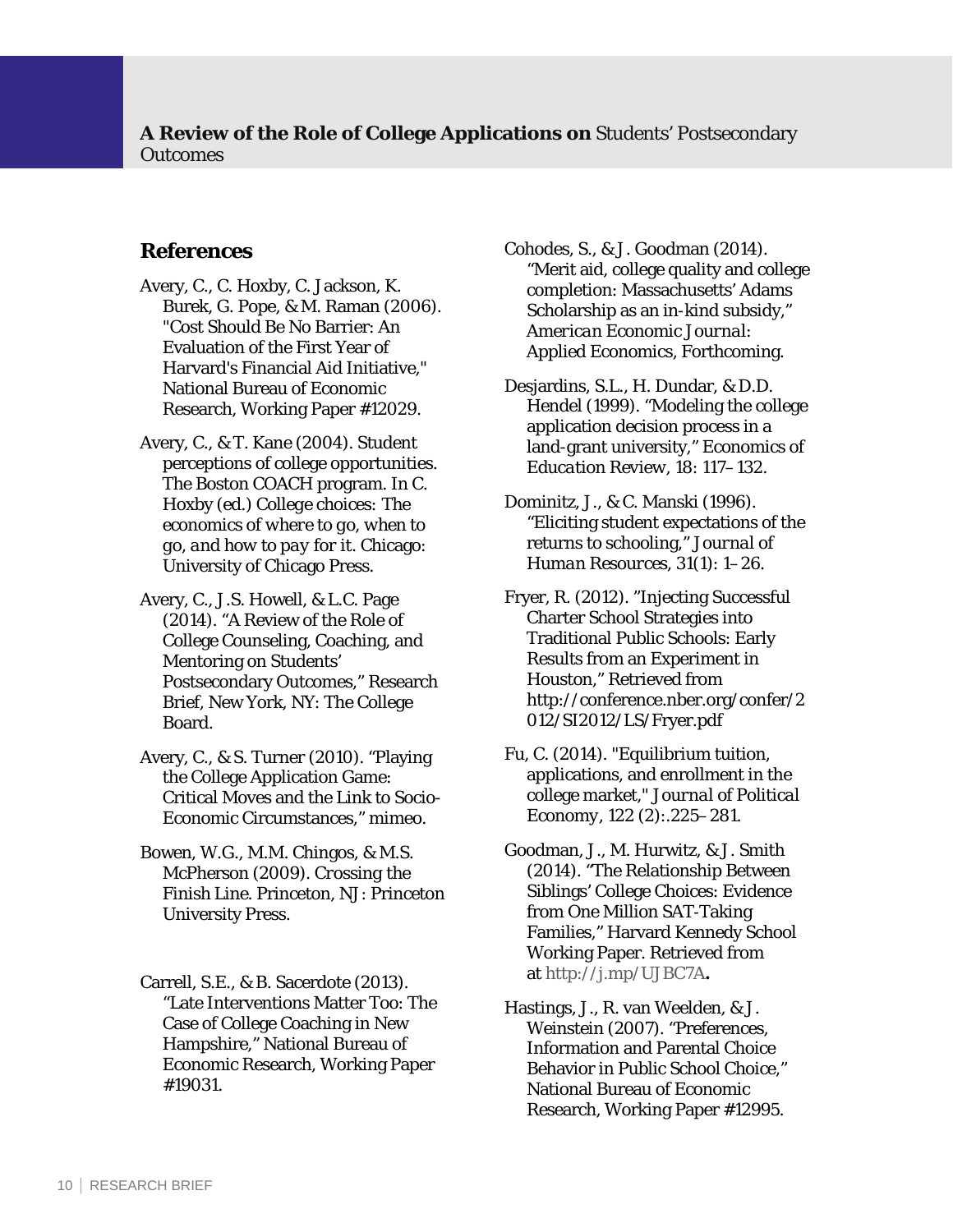## References

Avery, C., C. Hoxby, C. Jackson, K. Burek, G. Pope, & M. Raman (2006). "Cost Should Be No Barrier: An Evaluation of the First Year of Harvard's Financial Aid Initiative," National Bureau of Economic Research, Working Paper #12029.

Avery, C., & T. Kane (2004). Student perceptions of college opportunities. The Boston COACH program. In C. Hoxby (ed.) *College choices: The economics of where to go, when to go, and how to pay for it.* Chicago: University of Chicago Press.

Avery, C., J.S. Howell, & L.C. Page (2014). "A Review of the Role of College Counseling, Coaching, and Mentoring on Students' Postsecondary Outcomes," Research Brief, New York, NY: The College Board.

Avery, C., & S. Turner (2010). "Playing the College Application Game: Critical Moves and the Link to Socio-Economic Circumstances," mimeo.

Bowen, W.G., M.M. Chingos, & M.S. McPherson (2009). *Crossing the Finish Line*. Princeton, NJ: Princeton University Press.

Carrell, S.E., & B. Sacerdote (2013). "Late Interventions Matter Too: The Case of College Coaching in New Hampshire," National Bureau of Economic Research, Working Paper #19031.

Cohodes, S., & J. Goodman (2014). "Merit aid, college quality and college completion: Massachusetts' Adams Scholarship as an in-kind subsidy," *American Economic Journal: Applied Economics*, Forthcoming.

Desjardins, S.L., H. Dundar, & D.D. Hendel (1999). "Modeling the college application decision process in a land-grant university," *Economics of Education Review*, 18: 117–132.

Dominitz, J., & C. Manski (1996). "Eliciting student expectations of the returns to schooling," *Journal of Human Resources*, 31(1): 1–26.

Fryer, R. (2012). "Injecting Successful Charter School Strategies into Traditional Public Schools: Early Results from an Experiment in Houston," Retrieved from http://conference.nber.org/confer/2012/SI2012/LS/Fryer.pdf

Fu, C. (2014). "Equilibrium tuition, applications, and enrollment in the college market," *Journal of Political Economy*, 122 (2):.225–281.

Goodman, J., M. Hurwitz, & J. Smith (2014). "The Relationship Between Siblings' College Choices: Evidence from One Million SAT-Taking Families," Harvard Kennedy School Working Paper. Retrieved from at http://j.mp/UJBC7A**.**

Hastings, J., R. van Weelden, & J. Weinstein (2007). "Preferences, Information and Parental Choice Behavior in Public School Choice," National Bureau of Economic Research, Working Paper #12995.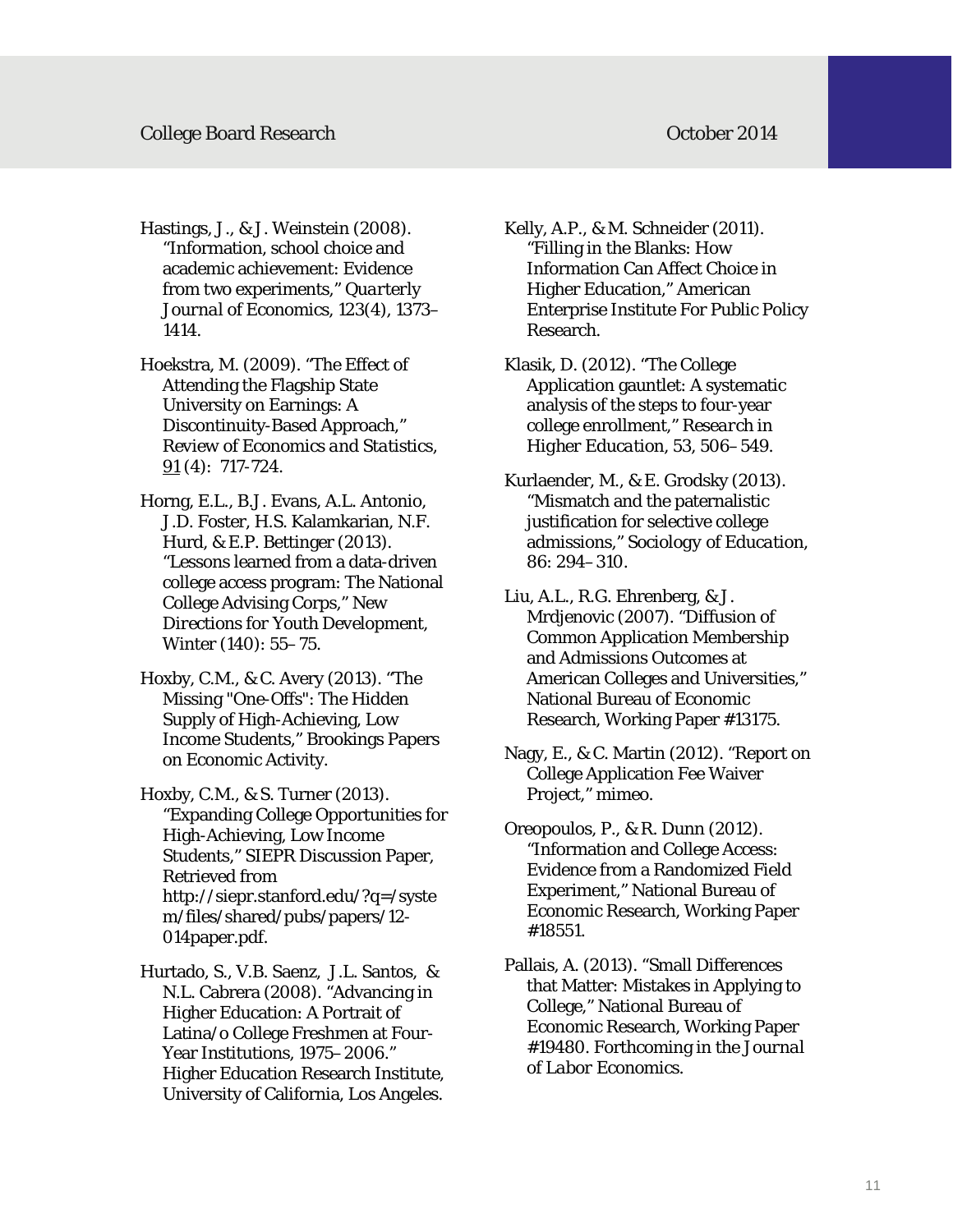Hastings, J., & J. Weinstein (2008). "Information, school choice and academic achievement: Evidence from two experiments," *Quarterly Journal of Economics*, 123(4), 1373–1414.

Hoekstra, M. (2009). "The Effect of Attending the Flagship State University on Earnings: A Discontinuity-Based Approach," *Review of Economics and Statistics*, 91 (4): 717-724.

Horng, E.L., B.J. Evans, A.L. Antonio, J.D. Foster, H.S. Kalamkarian, N.F. Hurd, & E.P. Bettinger (2013). "Lessons learned from a data-driven college access program: The National College Advising Corps," *New Directions for Youth Development*, Winter (140): 55–75.

Hoxby, C.M., & C. Avery (2013). "The Missing "One-Offs": The Hidden Supply of High-Achieving, Low Income Students," Brookings Papers on Economic Activity.

Hoxby, C.M., & S. Turner (2013). "Expanding College Opportunities for High-Achieving, Low Income Students," SIEPR Discussion Paper, Retrieved from http://siepr.stanford.edu/?q=/system/files/shared/pubs/papers/12-014paper.pdf.

Hurtado, S., V.B. Saenz, J.L. Santos, & N.L. Cabrera (2008). "Advancing in Higher Education: A Portrait of Latina/o College Freshmen at Four-Year Institutions, 1975–2006." Higher Education Research Institute, University of California, Los Angeles.

Kelly, A.P., & M. Schneider (2011). "Filling in the Blanks: How Information Can Affect Choice in Higher Education," American Enterprise Institute For Public Policy Research.

Klasik, D. (2012). "The College Application gauntlet: A systematic analysis of the steps to four-year college enrollment," *Research in Higher Education*, 53, 506–549.

Kurlaender, M., & E. Grodsky (2013). "Mismatch and the paternalistic justification for selective college admissions," *Sociology of Education*, 86: 294–310.

Liu, A.L., R.G. Ehrenberg, & J. Mrdjenovic (2007). "Diffusion of Common Application Membership and Admissions Outcomes at American Colleges and Universities," National Bureau of Economic Research, Working Paper #13175.

Nagy, E., & C. Martin (2012). "Report on College Application Fee Waiver Project," mimeo.

Oreopoulos, P., & R. Dunn (2012). "Information and College Access: Evidence from a Randomized Field Experiment," National Bureau of Economic Research, Working Paper #18551.

Pallais, A. (2013). "Small Differences that Matter: Mistakes in Applying to College," National Bureau of Economic Research, Working Paper #19480. Forthcoming in the *Journal of Labor Economics*.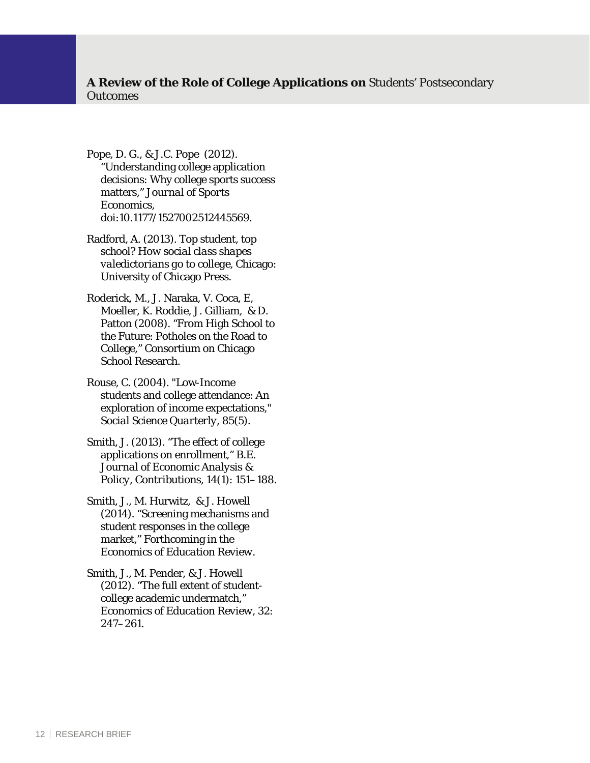Pope, D. G., & J.C. Pope (2012). "Understanding college application decisions: Why college sports success matters," *Journal of Sports Economics*, doi:10.1177/1527002512445569.

Radford, A. (2013). Top student, top school? *How social class shapes valedictorians go to college*, Chicago: University of Chicago Press.

Roderick, M., J. Naraka, V. Coca, E, Moeller, K. Roddie, J. Gilliam, & D. Patton (2008). "From High School to the Future: Potholes on the Road to College," Consortium on Chicago School Research.

Rouse, C. (2004). "Low-Income students and college attendance: An exploration of income expectations," *Social Science Quarterly*, 85(5).

Smith, J. (2013). "The effect of college applications on enrollment," *B.E. Journal of Economic Analysis & Policy*, Contributions, 14(1): 151–188.

Smith, J., M. Hurwitz, & J. Howell (2014). "Screening mechanisms and student responses in the college market," Forthcoming in the *Economics of Education Review*.

Smith, J., M. Pender, & J. Howell (2012). "The full extent of student-college academic undermatch," *Economics of Education Review*, 32: 247–261.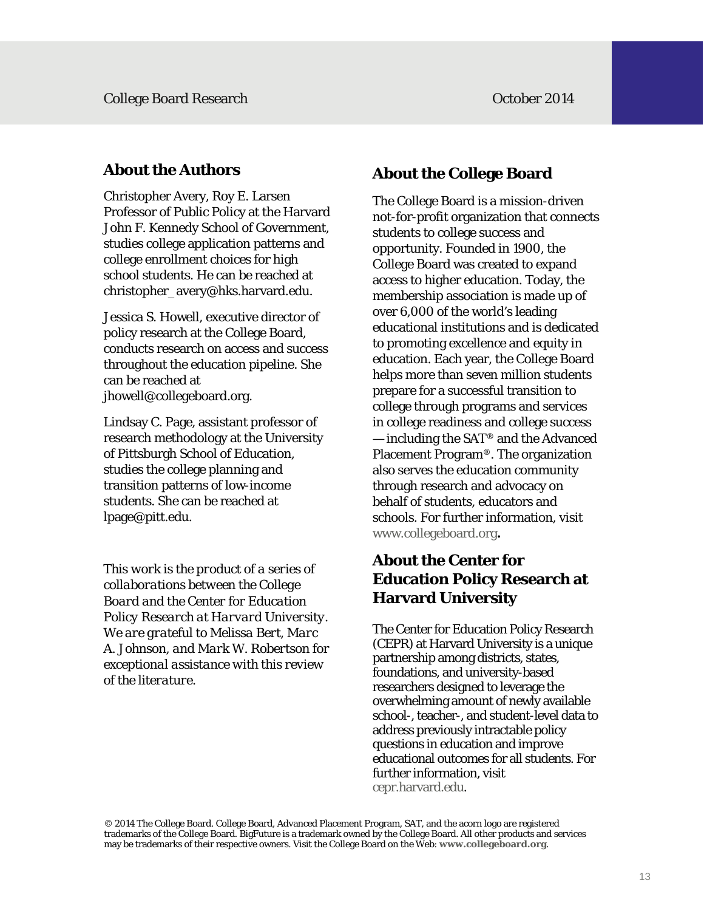## About the Authors

Christopher Avery, Roy E. Larsen Professor of Public Policy at the Harvard John F. Kennedy School of Government, studies college application patterns and college enrollment choices for high school students. He can be reached at christopher_avery@hks.harvard.edu.

Jessica S. Howell, executive director of policy research at the College Board, conducts research on access and success throughout the education pipeline. She can be reached at jhowell@collegeboard.org.

Lindsay C. Page, assistant professor of research methodology at the University of Pittsburgh School of Education, studies the college planning and transition patterns of low-income students. She can be reached at lpage@pitt.edu.

*This work is the product of a series of collaborations between the College Board and the Center for Education Policy Research at Harvard University. We are grateful to Melissa Bert, Marc A. Johnson, and Mark W. Robertson for exceptional assistance with this review of the literature.*

## About the College Board

The College Board is a mission-driven not-for-profit organization that connects students to college success and opportunity. Founded in 1900, the College Board was created to expand access to higher education. Today, the membership association is made up of over 6,000 of the world's leading educational institutions and is dedicated to promoting excellence and equity in education. Each year, the College Board helps more than seven million students prepare for a successful transition to college through programs and services in college readiness and college success — including the SAT® and the Advanced Placement Program®. The organization also serves the education community through research and advocacy on behalf of students, educators and schools. For further information, visit www.collegeboard.org.

## About the Center for Education Policy Research at Harvard University

The Center for Education Policy Research (CEPR) at Harvard University is a unique partnership among districts, states, foundations, and university-based researchers designed to leverage the overwhelming amount of newly available school-, teacher-, and student-level data to address previously intractable policy questions in education and improve educational outcomes for all students. For further information, visit cepr.harvard.edu.

© 2014 The College Board. College Board, Advanced Placement Program, SAT, and the acorn logo are registered trademarks of the College Board. BigFuture is a trademark owned by the College Board. All other products and services may be trademarks of their respective owners. Visit the College Board on the Web: **www.collegeboard.org**.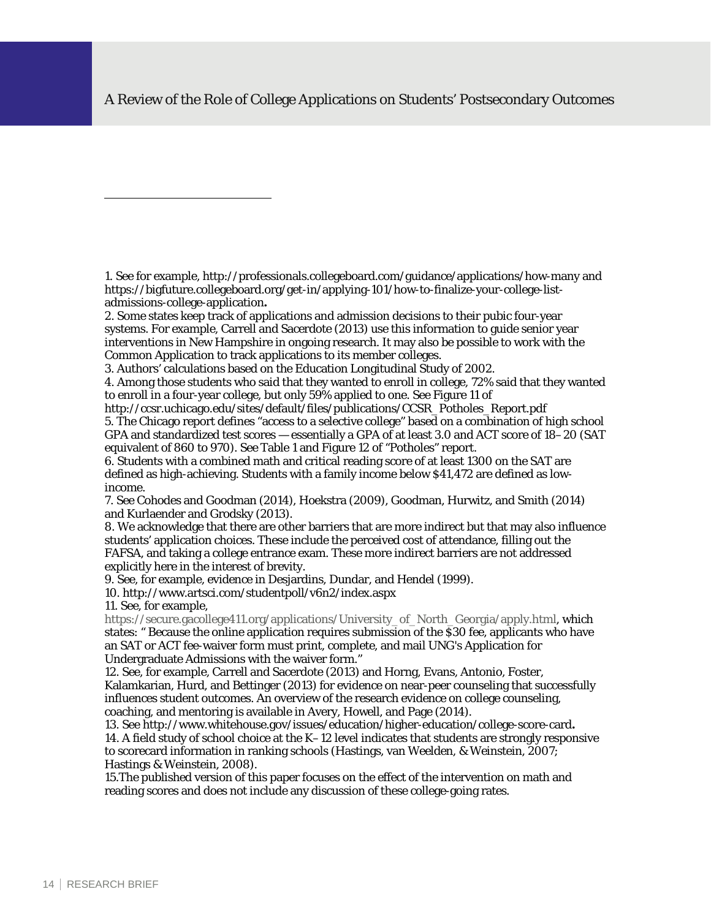1. See for example, http://professionals.collegeboard.com/guidance/applications/how-many and https://bigfuture.collegeboard.org/get-in/applying-101/how-to-finalize-your-college-list-admissions-college-application**.**

2. Some states keep track of applications and admission decisions to their pubic four-year systems. For example, Carrell and Sacerdote (2013) use this information to guide senior year interventions in New Hampshire in ongoing research. It may also be possible to work with the Common Application to track applications to its member colleges.

3. Authors' calculations based on the Education Longitudinal Study of 2002.

4. Among those students who said that they wanted to enroll in college, 72% said that they wanted to enroll in a four-year college, but only 59% applied to one. See Figure 11 of http://ccsr.uchicago.edu/sites/default/files/publications/CCSR_Potholes_Report.pdf

5. The Chicago report defines "access to a selective college" based on a combination of high school GPA and standardized test scores — essentially a GPA of at least 3.0 and ACT score of 18–20 (SAT equivalent of 860 to 970). See Table 1 and Figure 12 of "Potholes" report.

6. Students with a combined math and critical reading score of at least 1300 on the SAT are defined as high-achieving. Students with a family income below $41,472 are defined as low-income.

7. See Cohodes and Goodman (2014), Hoekstra (2009), Goodman, Hurwitz, and Smith (2014) and Kurlaender and Grodsky (2013).

8. We acknowledge that there are other barriers that are more indirect but that may also influence students' application choices. These include the perceived cost of attendance, filling out the FAFSA, and taking a college entrance exam. These more indirect barriers are not addressed explicitly here in the interest of brevity.

9. See, for example, evidence in Desjardins, Dundar, and Hendel (1999).

10. http://www.artsci.com/studentpoll/v6n2/index.aspx

11. See, for example, https://secure.gacollege411.org/applications/University_of_North_Georgia/apply.html, which states: " Because the online application requires submission of the $30 fee, applicants who have an SAT or ACT fee-waiver form must print, complete, and mail UNG's Application for Undergraduate Admissions with the waiver form."

12. See, for example, Carrell and Sacerdote (2013) and Horng, Evans, Antonio, Foster, Kalamkarian, Hurd, and Bettinger (2013) for evidence on near-peer counseling that successfully influences student outcomes. An overview of the research evidence on college counseling, coaching, and mentoring is available in Avery, Howell, and Page (2014).

13. See http://www.whitehouse.gov/issues/education/higher-education/college-score-card**.**

14. A field study of school choice at the K–12 level indicates that students are strongly responsive to scorecard information in ranking schools (Hastings, van Weelden, & Weinstein, 2007; Hastings & Weinstein, 2008).

15.The published version of this paper focuses on the effect of the intervention on math and reading scores and does not include any discussion of these college-going rates.